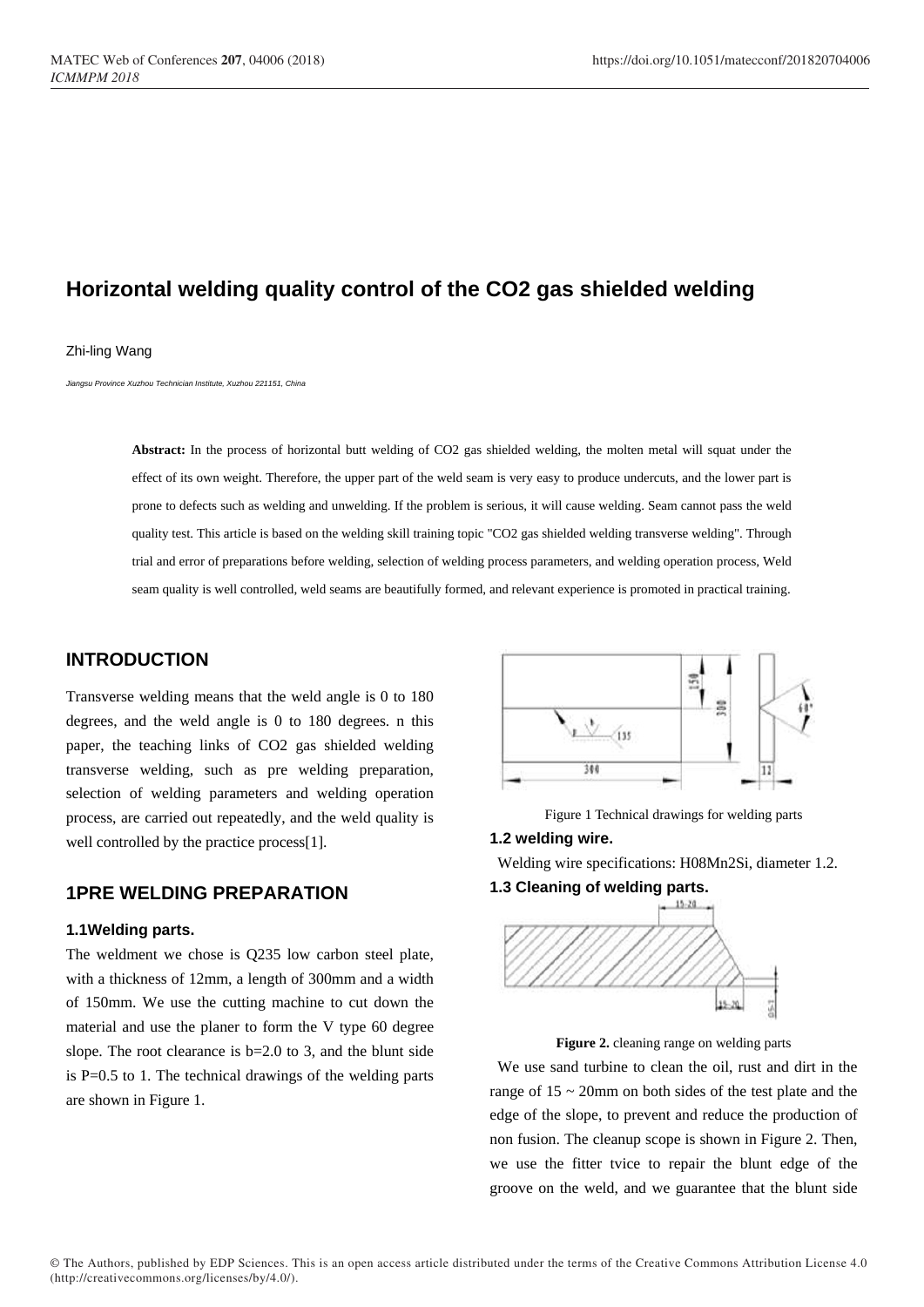# Horizontal welding quality control of the CO2 gas shielded welding

Zhi-ling Wang

*Jiangsu Province Xuzhou Technician Institute, Xuzhou 221151, China*

**Abstract:** In the process of horizontal butt welding of CO2 gas shielded welding, the molten metal will squat under the effect of its own weight. Therefore, the upper part of the weld seam is very easy to produce undercuts, and the lower part is prone to defects such as welding and unwelding. If the problem is serious, it will cause welding. Seam cannot pass the weld quality test. This article is based on the welding skill training topic "CO2 gas shielded welding transverse welding". Through trial and error of preparations before welding, selection of welding process parameters, and welding operation process, Weld seam quality is well controlled, weld seams are beautifully formed, and relevant experience is promoted in practical training.

## INTRODUCTION

Transverse welding means that the weld angle is 0 to 180 degrees, and the weld angle is 0 to 180 degrees. n this paper, the teaching links of CO2 gas shielded welding transverse welding, such as pre welding preparation, selection of welding parameters and welding operation process, are carried out repeatedly, and the weld quality is well controlled by the practice process[1].

## 1PRE WELDING PREPARATION

### 1.1Welding parts.

The weldment we chose is Q235 low carbon steel plate, with a thickness of 12mm, a length of 300mm and a width of 150mm. We use the cutting machine to cut down the material and use the planer to form the V type 60 degree slope. The root clearance is b=2.0 to 3, and the blunt side is P=0.5 to 1. The technical drawings of the welding parts are shown in Figure 1.

Figure 1 Technical drawings for welding parts

### 1.2 welding wire.

Welding wire specifications: H08Mn2Si, diameter 1.2.

### 1.3 Cleaning of welding parts.

**Figure 2.** cleaning range on welding parts

We use sand turbine to clean the oil, rust and dirt in the range of 15 ~ 20mm on both sides of the test plate and the edge of the slope, to prevent and reduce the production of non fusion. The cleanup scope is shown in Figure 2. Then, we use the fitter tvice to repair the blunt edge of the groove on the weld, and we guarantee that the blunt side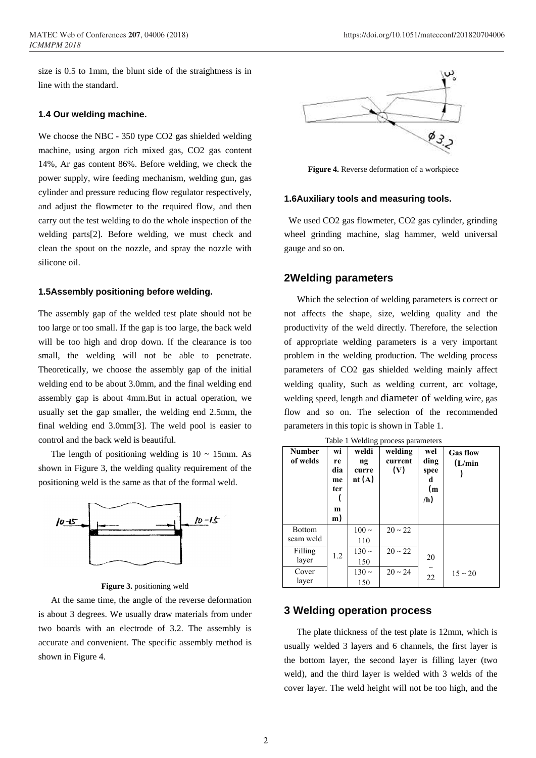size is 0.5 to 1mm, the blunt side of the straightness is in line with the standard.

### 1.4 Our welding machine.

We choose the NBC - 350 type $CO_2$ gas shielded welding machine, using argon rich mixed gas, $CO_2$ gas content 14%, Ar gas content 86%. Before welding, we check the power supply, wire feeding mechanism, welding gun, gas cylinder and pressure reducing flow regulator respectively, and adjust the flowmeter to the required flow, and then carry out the test welding to do the whole inspection of the welding parts[2]. Before welding, we must check and clean the spout on the nozzle, and spray the nozzle with silicone oil.

### 1.5Assembly positioning before welding.

The assembly gap of the welded test plate should not be too large or too small. If the gap is too large, the back weld will be too high and drop down. If the clearance is too small, the welding will not be able to penetrate. Theoretically, we choose the assembly gap of the initial welding end to be about 3.0mm, and the final welding end assembly gap is about 4mm.But in actual operation, we usually set the gap smaller, the welding end 2.5mm, the final welding end 3.0mm[3]. The weld pool is easier to control and the back weld is beautiful.

The length of positioning welding is 10 ~ 15mm. As shown in Figure 3, the welding quality requirement of the positioning weld is the same as that of the formal weld.

**Figure 3.** positioning weld

At the same time, the angle of the reverse deformation is about 3 degrees. We usually draw materials from under two boards with an electrode of 3.2. The assembly is accurate and convenient. The specific assembly method is shown in Figure 4.

**Figure 4.** Reverse deformation of a workpiece

### 1.6Auxiliary tools and measuring tools.

We used $CO_2$ gas flowmeter, $CO_2$ gas cylinder, grinding wheel grinding machine, slag hammer, weld universal gauge and so on.

## 2Welding parameters

Which the selection of welding parameters is correct or not affects the shape, size, welding quality and the productivity of the weld directly. Therefore, the selection of appropriate welding parameters is a very important problem in the welding production. The welding process parameters of $CO_2$ gas shielded welding mainly affect welding quality, such as welding current, arc voltage, welding speed, length and diameter of welding wire, gas flow and so on. The selection of the recommended parameters in this topic is shown in Table 1.

Table 1 Welding process parameters

| Number of welds | wire diameter (mm) | welding current (A) | welding current (V) | welding speed (m/h) | Gas flow (L/min) |
|---|---|---|---|---|---|
| Bottom seam weld | 1.2 | 100 ~ 110 | 20 ~ 22 | 20 ~ 22 | 15 ~ 20 |
| Filling layer | | 130 ~ 150 | 20 ~ 22 | | |
| Cover layer | | 130 ~ 150 | 20 ~ 24 | | |

## 3 Welding operation process

The plate thickness of the test plate is 12mm, which is usually welded 3 layers and 6 channels, the first layer is the bottom layer, the second layer is filling layer (two weld), and the third layer is welded with 3 welds of the cover layer. The weld height will not be too high, and the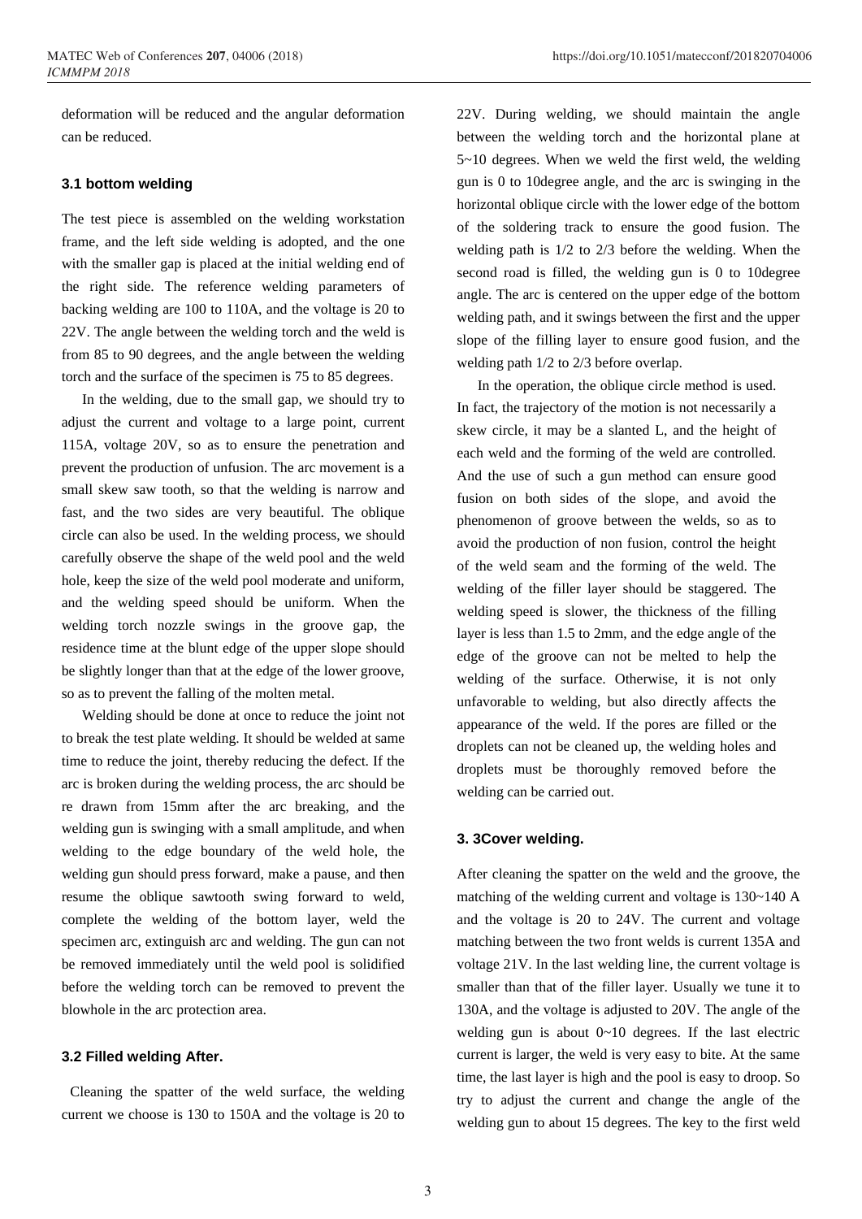deformation will be reduced and the angular deformation can be reduced.

### 3.1 bottom welding

The test piece is assembled on the welding workstation frame, and the left side welding is adopted, and the one with the smaller gap is placed at the initial welding end of the right side. The reference welding parameters of backing welding are 100 to 110A, and the voltage is 20 to 22V. The angle between the welding torch and the weld is from 85 to 90 degrees, and the angle between the welding torch and the surface of the specimen is 75 to 85 degrees.

In the welding, due to the small gap, we should try to adjust the current and voltage to a large point, current 115A, voltage 20V, so as to ensure the penetration and prevent the production of unfusion. The arc movement is a small skew saw tooth, so that the welding is narrow and fast, and the two sides are very beautiful. The oblique circle can also be used. In the welding process, we should carefully observe the shape of the weld pool and the weld hole, keep the size of the weld pool moderate and uniform, and the welding speed should be uniform. When the welding torch nozzle swings in the groove gap, the residence time at the blunt edge of the upper slope should be slightly longer than that at the edge of the lower groove, so as to prevent the falling of the molten metal.

Welding should be done at once to reduce the joint not to break the test plate welding. It should be welded at same time to reduce the joint, thereby reducing the defect. If the arc is broken during the welding process, the arc should be re drawn from 15mm after the arc breaking, and the welding gun is swinging with a small amplitude, and when welding to the edge boundary of the weld hole, the welding gun should press forward, make a pause, and then resume the oblique sawtooth swing forward to weld, complete the welding of the bottom layer, weld the specimen arc, extinguish arc and welding. The gun can not be removed immediately until the weld pool is solidified before the welding torch can be removed to prevent the blowhole in the arc protection area.

### 3.2 Filled welding After.

Cleaning the spatter of the weld surface, the welding current we choose is 130 to 150A and the voltage is 20 to 22V. During welding, we should maintain the angle between the welding torch and the horizontal plane at 5~10 degrees. When we weld the first weld, the welding gun is 0 to 10degree angle, and the arc is swinging in the horizontal oblique circle with the lower edge of the bottom of the soldering track to ensure the good fusion. The welding path is 1/2 to 2/3 before the welding. When the second road is filled, the welding gun is 0 to 10degree angle. The arc is centered on the upper edge of the bottom welding path, and it swings between the first and the upper slope of the filling layer to ensure good fusion, and the welding path 1/2 to 2/3 before overlap.

In the operation, the oblique circle method is used. In fact, the trajectory of the motion is not necessarily a skew circle, it may be a slanted L, and the height of each weld and the forming of the weld are controlled. And the use of such a gun method can ensure good fusion on both sides of the slope, and avoid the phenomenon of groove between the welds, so as to avoid the production of non fusion, control the height of the weld seam and the forming of the weld. The welding of the filler layer should be staggered. The welding speed is slower, the thickness of the filling layer is less than 1.5 to 2mm, and the edge angle of the edge of the groove can not be melted to help the welding of the surface. Otherwise, it is not only unfavorable to welding, but also directly affects the appearance of the weld. If the pores are filled or the droplets can not be cleaned up, the welding holes and droplets must be thoroughly removed before the welding can be carried out.

### 3. 3Cover welding.

After cleaning the spatter on the weld and the groove, the matching of the welding current and voltage is 130~140 A and the voltage is 20 to 24V. The current and voltage matching between the two front welds is current 135A and voltage 21V. In the last welding line, the current voltage is smaller than that of the filler layer. Usually we tune it to 130A, and the voltage is adjusted to 20V. The angle of the welding gun is about 0~10 degrees. If the last electric current is larger, the weld is very easy to bite. At the same time, the last layer is high and the pool is easy to droop. So try to adjust the current and change the angle of the welding gun to about 15 degrees. The key to the first weld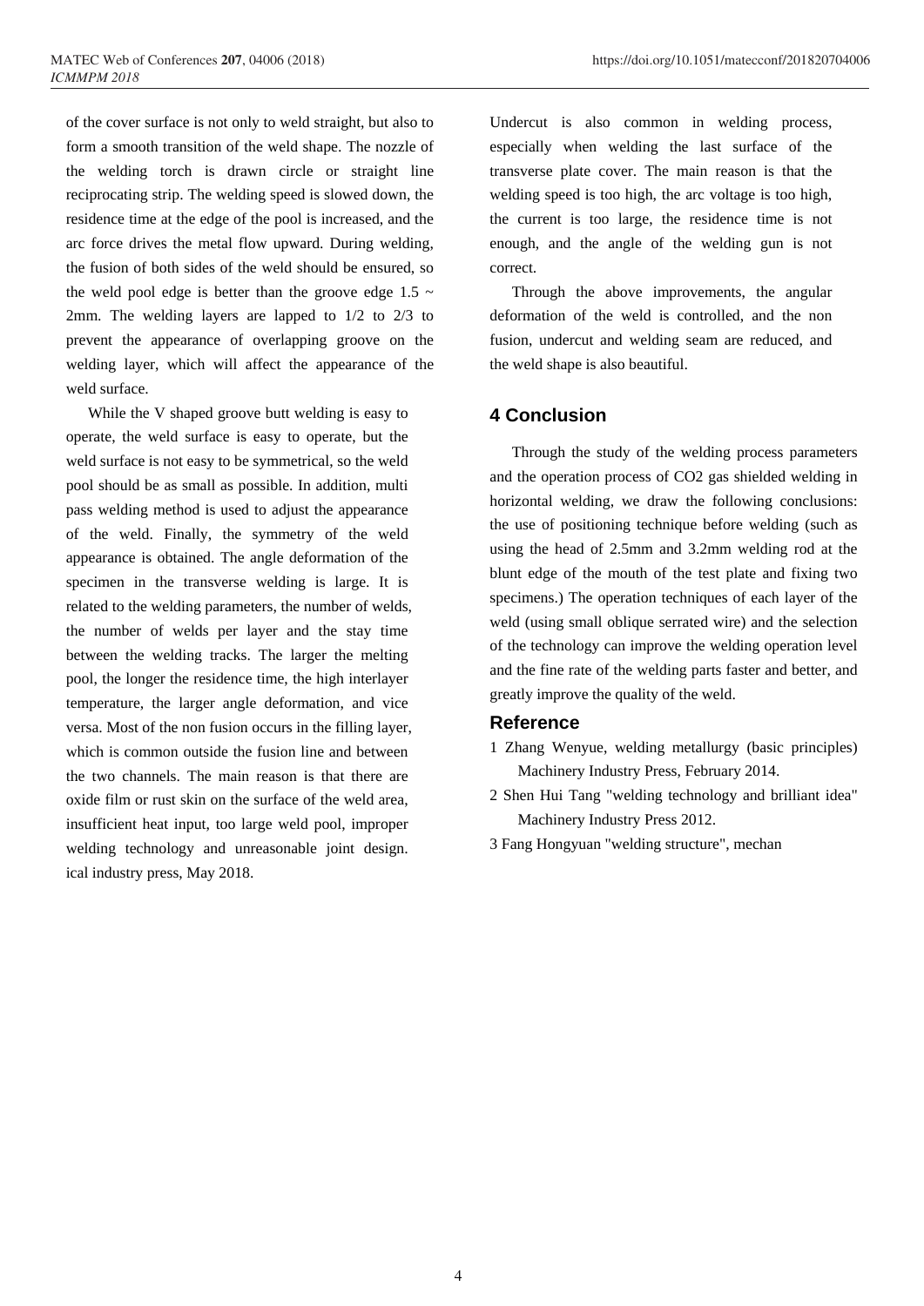of the cover surface is not only to weld straight, but also to form a smooth transition of the weld shape. The nozzle of the welding torch is drawn circle or straight line reciprocating strip. The welding speed is slowed down, the residence time at the edge of the pool is increased, and the arc force drives the metal flow upward. During welding, the fusion of both sides of the weld should be ensured, so the weld pool edge is better than the groove edge 1.5 ~ 2mm. The welding layers are lapped to 1/2 to 2/3 to prevent the appearance of overlapping groove on the welding layer, which will affect the appearance of the weld surface.

While the V shaped groove butt welding is easy to operate, the weld surface is easy to operate, but the weld surface is not easy to be symmetrical, so the weld pool should be as small as possible. In addition, multi pass welding method is used to adjust the appearance of the weld. Finally, the symmetry of the weld appearance is obtained. The angle deformation of the specimen in the transverse welding is large. It is related to the welding parameters, the number of welds, the number of welds per layer and the stay time between the welding tracks. The larger the melting pool, the longer the residence time, the high interlayer temperature, the larger angle deformation, and vice versa. Most of the non fusion occurs in the filling layer, which is common outside the fusion line and between the two channels. The main reason is that there are oxide film or rust skin on the surface of the weld area, insufficient heat input, too large weld pool, improper welding technology and unreasonable joint design. Undercut is also common in welding process, especially when welding the last surface of the transverse plate cover. The main reason is that the welding speed is too high, the arc voltage is too high, the current is too large, the residence time is not enough, and the angle of the welding gun is not correct.

Through the above improvements, the angular deformation of the weld is controlled, and the non fusion, undercut and welding seam are reduced, and the weld shape is also beautiful.

## 4 Conclusion

Through the study of the welding process parameters and the operation process of $CO_2$ gas shielded welding in horizontal welding, we draw the following conclusions: the use of positioning technique before welding (such as using the head of 2.5mm and 3.2mm welding rod at the blunt edge of the mouth of the test plate and fixing two specimens.) The operation techniques of each layer of the weld (using small oblique serrated wire) and the selection of the technology can improve the welding operation level and the fine rate of the welding parts faster and better, and greatly improve the quality of the weld.

## Reference

1 Zhang Wenyue, welding metallurgy (basic principles) Machinery Industry Press, February 2014.

2 Shen Hui Tang "welding technology and brilliant idea" Machinery Industry Press 2012.

3 Fang Hongyuan "welding structure", mechanical industry press, May 2018.